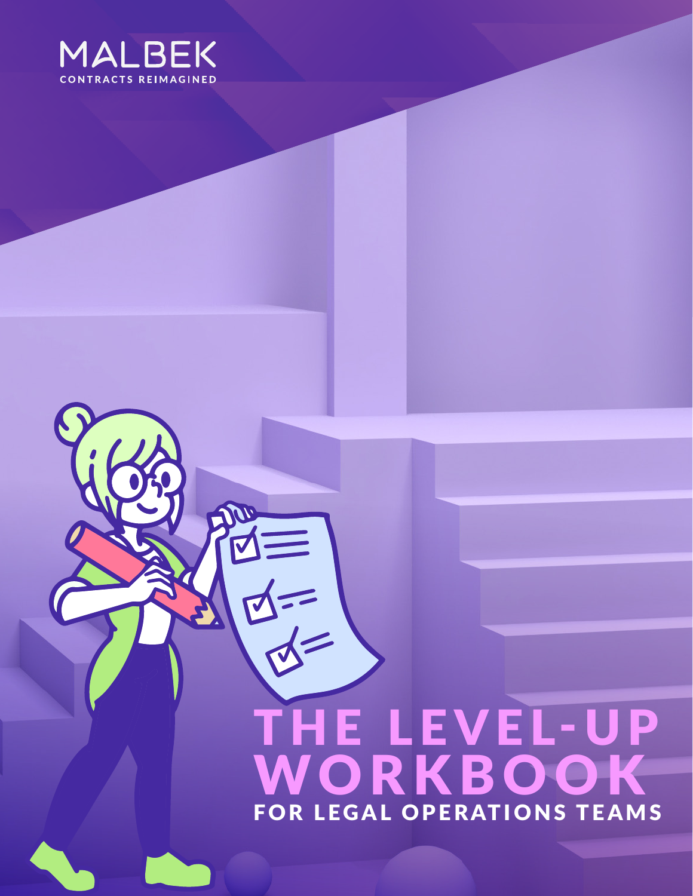MALBEK

CONTRACTS REIMAGINED

# THE LEVEL-UP WORKBOOK

## FOR LEGAL OPERATIONS TEAMS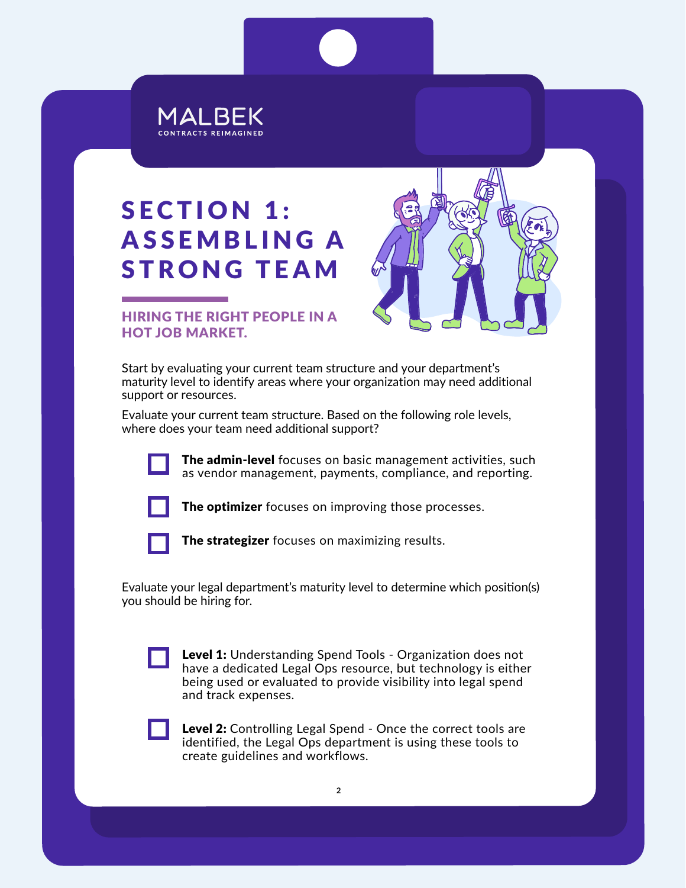MALBEK
CONTRACTS REIMAGINED

# SECTION 1: ASSEMBLING A STRONG TEAM

## HIRING THE RIGHT PEOPLE IN A HOT JOB MARKET.

Start by evaluating your current team structure and your department's maturity level to identify areas where your organization may need additional support or resources.

Evaluate your current team structure. Based on the following role levels, where does your team need additional support?

- [ ] **The admin-level** focuses on basic management activities, such as vendor management, payments, compliance, and reporting.
- [ ] **The optimizer** focuses on improving those processes.
- [ ] **The strategizer** focuses on maximizing results.

Evaluate your legal department's maturity level to determine which position(s) you should be hiring for.

- [ ] **Level 1:** Understanding Spend Tools - Organization does not have a dedicated Legal Ops resource, but technology is either being used or evaluated to provide visibility into legal spend and track expenses.
- [ ] **Level 2:** Controlling Legal Spend - Once the correct tools are identified, the Legal Ops department is using these tools to create guidelines and workflows.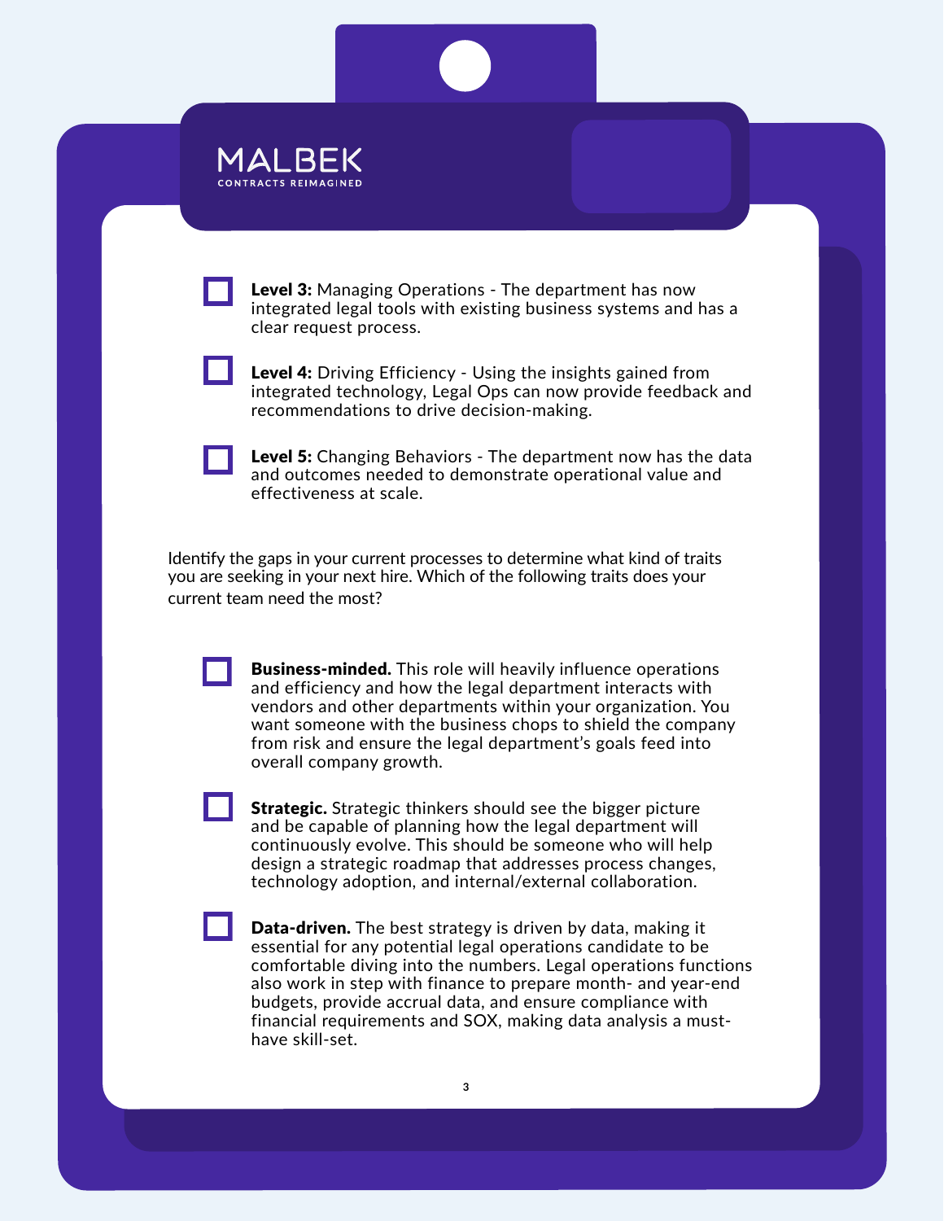- [ ] **Level 3:** Managing Operations - The department has now integrated legal tools with existing business systems and has a clear request process.

- [ ] **Level 4:** Driving Efficiency - Using the insights gained from integrated technology, Legal Ops can now provide feedback and recommendations to drive decision-making.

- [ ] **Level 5:** Changing Behaviors - The department now has the data and outcomes needed to demonstrate operational value and effectiveness at scale.

Identify the gaps in your current processes to determine what kind of traits you are seeking in your next hire. Which of the following traits does your current team need the most?

- [ ] **Business-minded.** This role will heavily influence operations and efficiency and how the legal department interacts with vendors and other departments within your organization. You want someone with the business chops to shield the company from risk and ensure the legal department's goals feed into overall company growth.

- [ ] **Strategic.** Strategic thinkers should see the bigger picture and be capable of planning how the legal department will continuously evolve. This should be someone who will help design a strategic roadmap that addresses process changes, technology adoption, and internal/external collaboration.

- [ ] **Data-driven.** The best strategy is driven by data, making it essential for any potential legal operations candidate to be comfortable diving into the numbers. Legal operations functions also work in step with finance to prepare month- and year-end budgets, provide accrual data, and ensure compliance with financial requirements and SOX, making data analysis a must-have skill-set.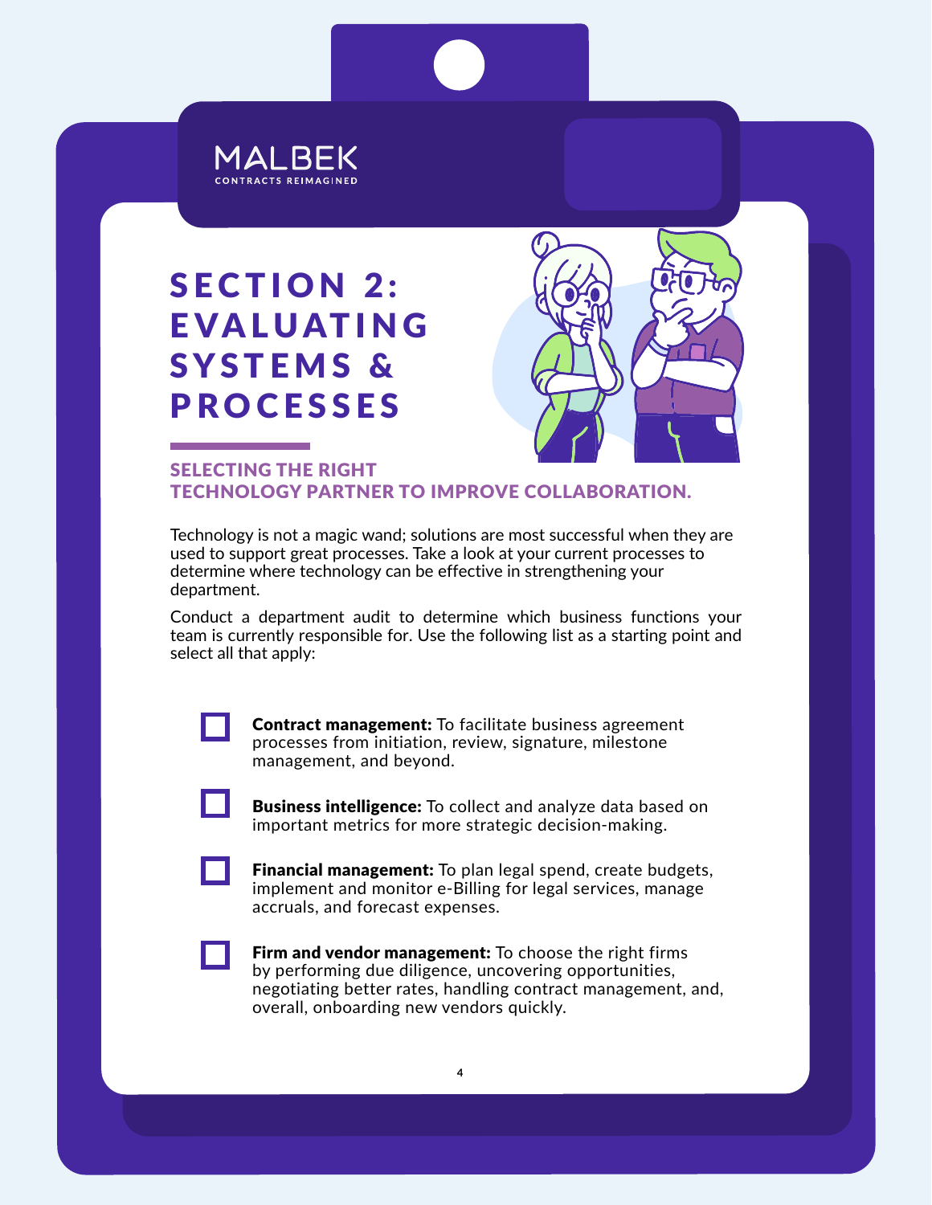MALBEK
CONTRACTS REIMAGINED

# SECTION 2: EVALUATING SYSTEMS & PROCESSES

## SELECTING THE RIGHT TECHNOLOGY PARTNER TO IMPROVE COLLABORATION.

Technology is not a magic wand; solutions are most successful when they are used to support great processes. Take a look at your current processes to determine where technology can be effective in strengthening your department.

Conduct a department audit to determine which business functions your team is currently responsible for. Use the following list as a starting point and select all that apply:

- [ ] **Contract management:** To facilitate business agreement processes from initiation, review, signature, milestone management, and beyond.
- [ ] **Business intelligence:** To collect and analyze data based on important metrics for more strategic decision-making.
- [ ] **Financial management:** To plan legal spend, create budgets, implement and monitor e-Billing for legal services, manage accruals, and forecast expenses.
- [ ] **Firm and vendor management:** To choose the right firms by performing due diligence, uncovering opportunities, negotiating better rates, handling contract management, and, overall, onboarding new vendors quickly.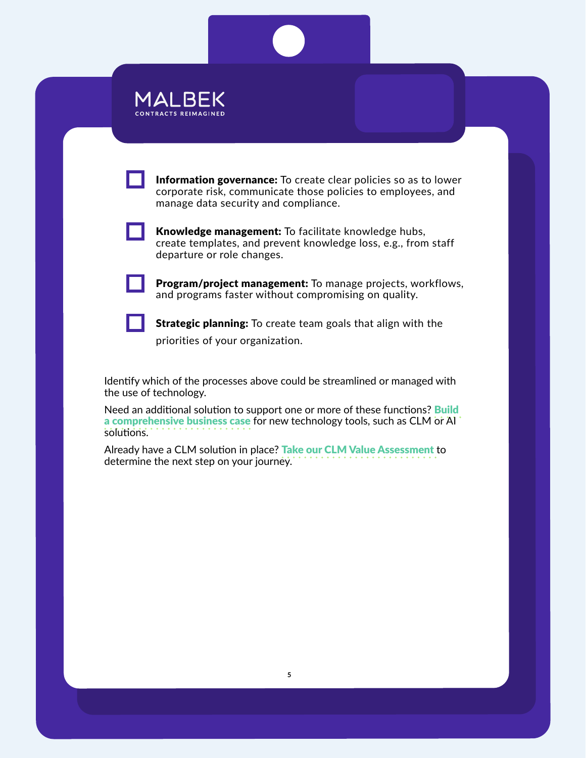MALBEK
CONTRACTS REIMAGINED

- [ ] **Information governance:** To create clear policies so as to lower corporate risk, communicate those policies to employees, and manage data security and compliance.
- [ ] **Knowledge management:** To facilitate knowledge hubs, create templates, and prevent knowledge loss, e.g., from staff departure or role changes.
- [ ] **Program/project management:** To manage projects, workflows, and programs faster without compromising on quality.
- [ ] **Strategic planning:** To create team goals that align with the priorities of your organization.

Identify which of the processes above could be streamlined or managed with the use of technology.

Need an additional solution to support one or more of these functions? **Build a comprehensive business case** for new technology tools, such as CLM or AI solutions.

Already have a CLM solution in place? **Take our CLM Value Assessment** to determine the next step on your journey.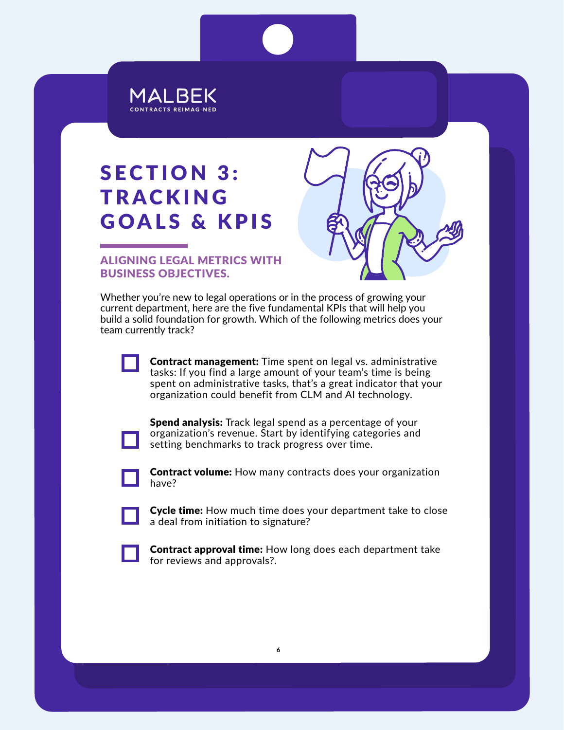MALBEK
CONTRACTS REIMAGINED

# SECTION 3: TRACKING GOALS & KPIS

## ALIGNING LEGAL METRICS WITH BUSINESS OBJECTIVES.

Whether you're new to legal operations or in the process of growing your current department, here are the five fundamental KPIs that will help you build a solid foundation for growth. Which of the following metrics does your team currently track?

- [ ] **Contract management:** Time spent on legal vs. administrative tasks: If you find a large amount of your team's time is being spent on administrative tasks, that's a great indicator that your organization could benefit from CLM and AI technology.
- [ ] **Spend analysis:** Track legal spend as a percentage of your organization's revenue. Start by identifying categories and setting benchmarks to track progress over time.
- [ ] **Contract volume:** How many contracts does your organization have?
- [ ] **Cycle time:** How much time does your department take to close a deal from initiation to signature?
- [ ] **Contract approval time:** How long does each department take for reviews and approvals?.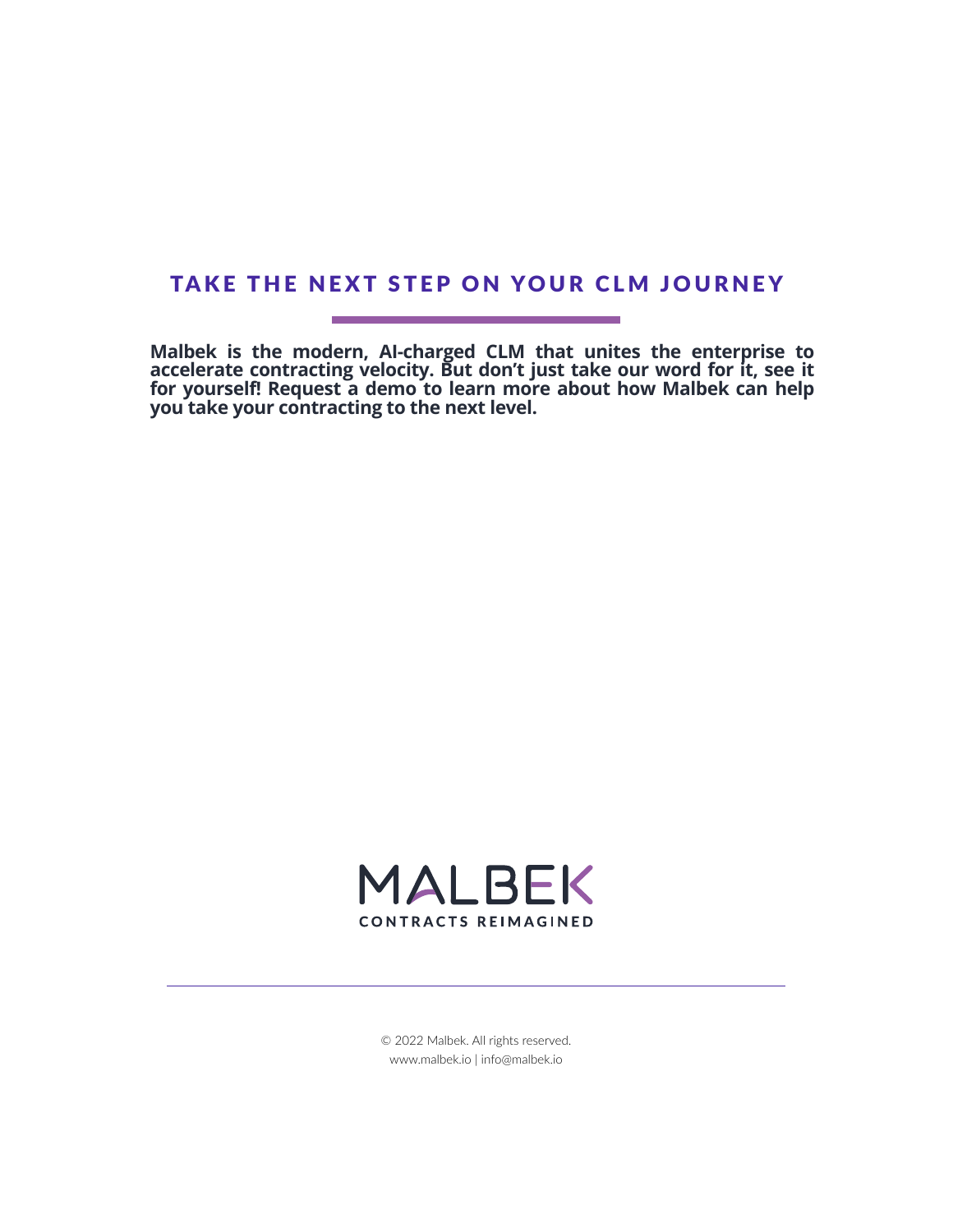## TAKE THE NEXT STEP ON YOUR CLM JOURNEY

**Malbek is the modern, AI-charged CLM that unites the enterprise to accelerate contracting velocity. But don't just take our word for it, see it for yourself! Request a demo to learn more about how Malbek can help you take your contracting to the next level.**

MALBEK

CONTRACTS REIMAGINED

© 2022 Malbek. All rights reserved.
www.malbek.io | info@malbek.io